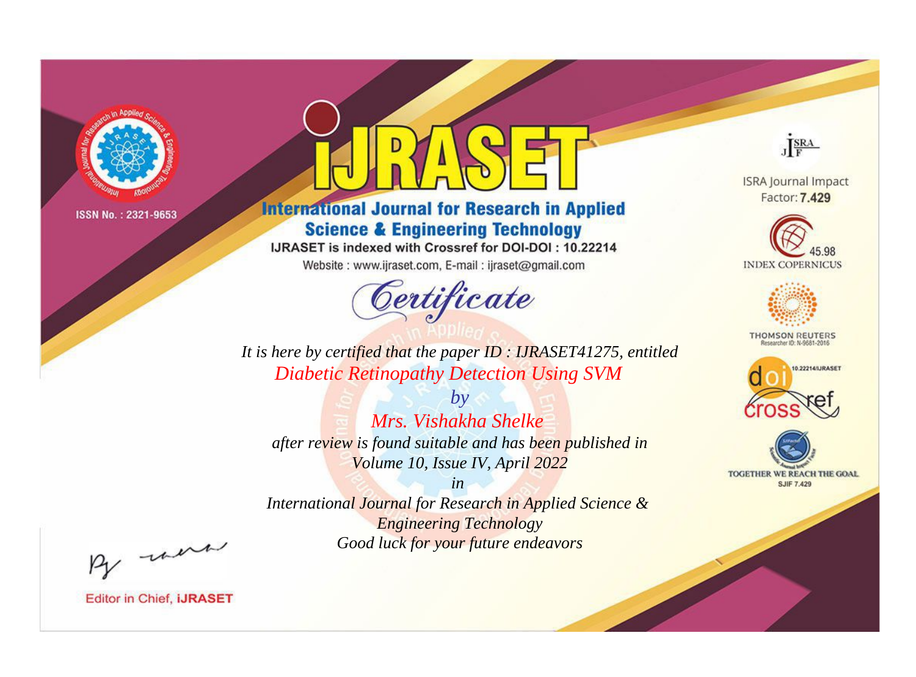ISSN No. : 2321-9653

# IJRASET

## International Journal for Research in Applied Science & Engineering Technology

IJRASET is indexed with Crossref for DOI-DOI : 10.22214

Website : www.ijraset.com, E-mail : ijraset@gmail.com

ISRA Journal Impact Factor: **7.429**

45.98 INDEX COPERNICUS

THOMSON REUTERS Researcher ID: N-9681-2016

10.22214/IJRASET

TOGETHER WE REACH THE GOAL SJIF 7.429

## Certificate

*It is here by certified that the paper ID : IJRASET41275, entitled*

*Diabetic Retinopathy Detection Using SVM*

*by*

*Mrs. Vishakha Shelke*

*after review is found suitable and has been published in*

*Volume 10, Issue IV, April 2022*

*in*

*International Journal for Research in Applied Science & Engineering Technology*

*Good luck for your future endeavors*

Editor in Chief, **iJRASET**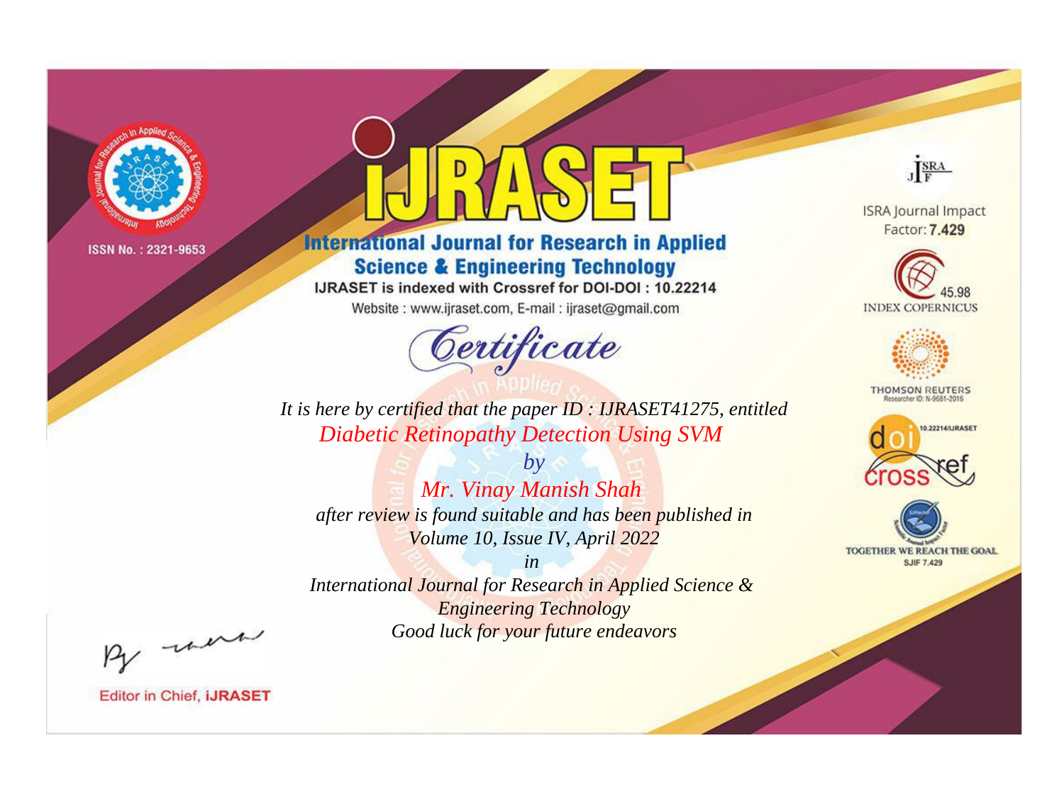ISSN No. : 2321-9653

# iJRASET

## International Journal for Research in Applied Science & Engineering Technology

IJRASET is indexed with Crossref for DOI-DOI : 10.22214

Website : www.ijraset.com, E-mail : ijraset@gmail.com

ISRA Journal Impact Factor: **7.429**

45.98 INDEX COPERNICUS

THOMSON REUTERS Researcher ID: N-9681-2016

10.22214/IJRASET

TOGETHER WE REACH THE GOAL SJIF 7.429

# *Certificate*

*It is here by certified that the paper ID : IJRASET41275, entitled*

*Diabetic Retinopathy Detection Using SVM*

*by*

*Mr. Vinay Manish Shah*

*after review is found suitable and has been published in*

*Volume 10, Issue IV, April 2022*

*in*

*International Journal for Research in Applied Science & Engineering Technology*

*Good luck for your future endeavors*

Editor in Chief, **iJRASET**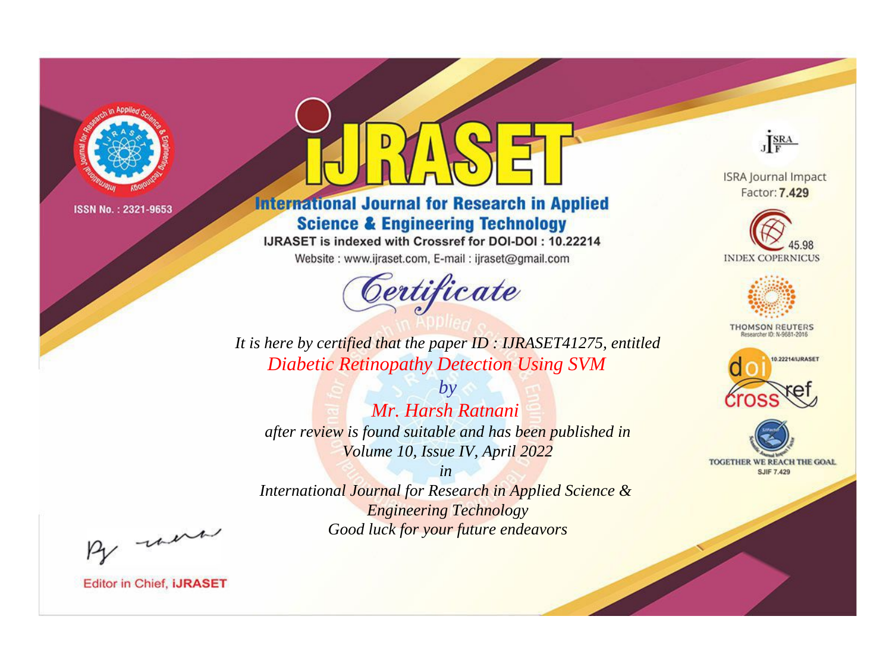ISSN No. : 2321-9653

# IJRASET

## International Journal for Research in Applied Science & Engineering Technology

IJRASET is indexed with Crossref for DOI-DOI : 10.22214

Website : www.ijraset.com, E-mail : ijraset@gmail.com

*Certificate*

*It is here by certified that the paper ID : IJRASET41275, entitled*

*Diabetic Retinopathy Detection Using SVM*

*by*

*Mr. Harsh Ratnani*

*after review is found suitable and has been published in*

*Volume 10, Issue IV, April 2022*

*in*

*International Journal for Research in Applied Science & Engineering Technology*

*Good luck for your future endeavors*

ISRA Journal Impact Factor: **7.429**

45.98 INDEX COPERNICUS

THOMSON REUTERS Researcher ID: N-9681-2016

10.22214/IJRASET

TOGETHER WE REACH THE GOAL SJIF 7.429

Editor in Chief, **iJRASET**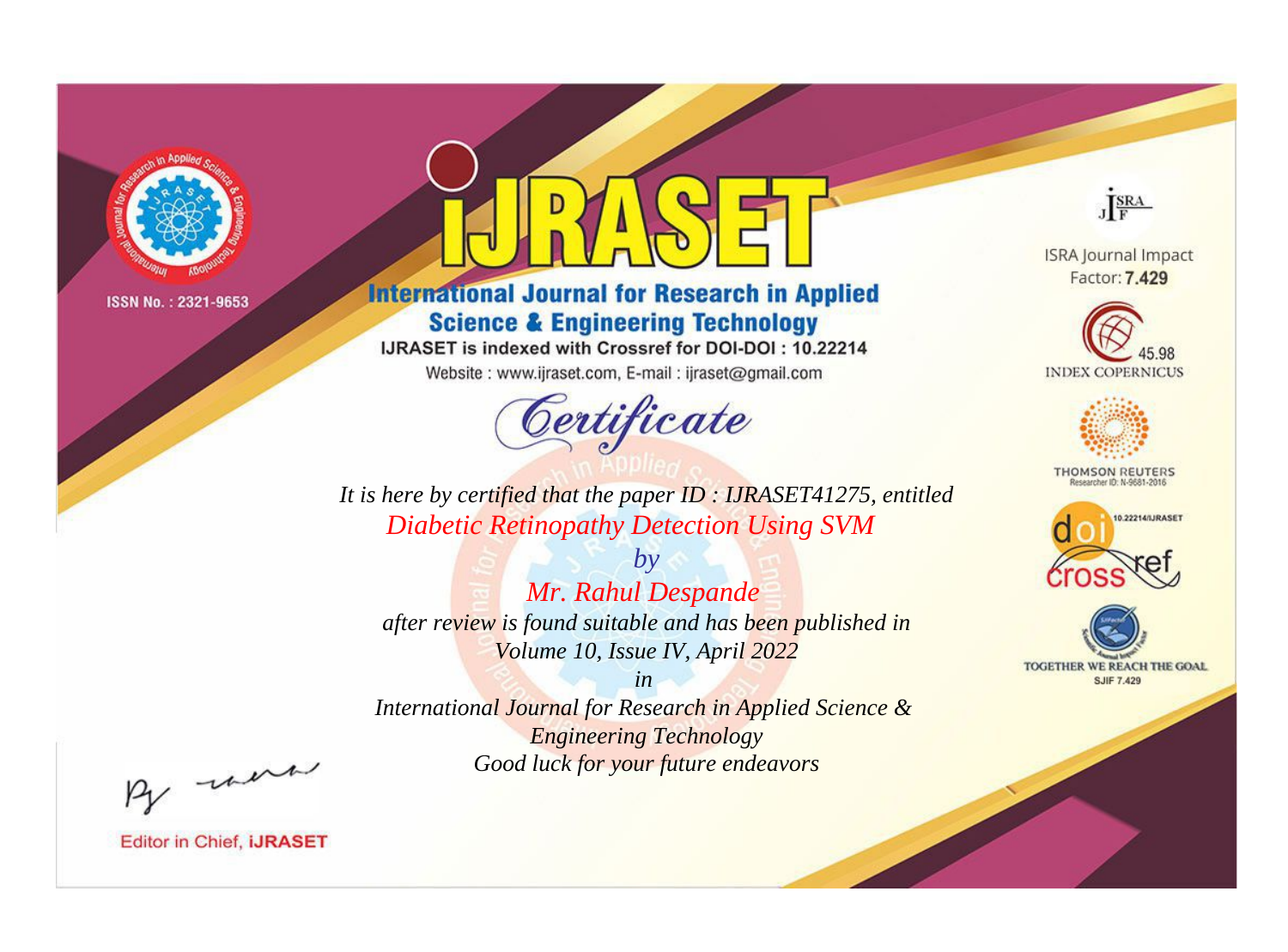ISSN No. : 2321-9653

# iJRASET

## International Journal for Research in Applied Science & Engineering Technology

IJRASET is indexed with Crossref for DOI-DOI : 10.22214

Website : www.ijraset.com, E-mail : ijraset@gmail.com

ISRA Journal Impact Factor: **7.429**

45.98 INDEX COPERNICUS

THOMSON REUTERS Researcher ID: N-9681-2016

10.22214/IJRASET

TOGETHER WE REACH THE GOAL SJIF 7.429

## *Certificate*

*It is here by certified that the paper ID : IJRASET41275, entitled*

*Diabetic Retinopathy Detection Using SVM*

*by*

*Mr. Rahul Despande*

*after review is found suitable and has been published in*

*Volume 10, Issue IV, April 2022*

*in*

*International Journal for Research in Applied Science & Engineering Technology*

*Good luck for your future endeavors*

Editor in Chief, **iJRASET**